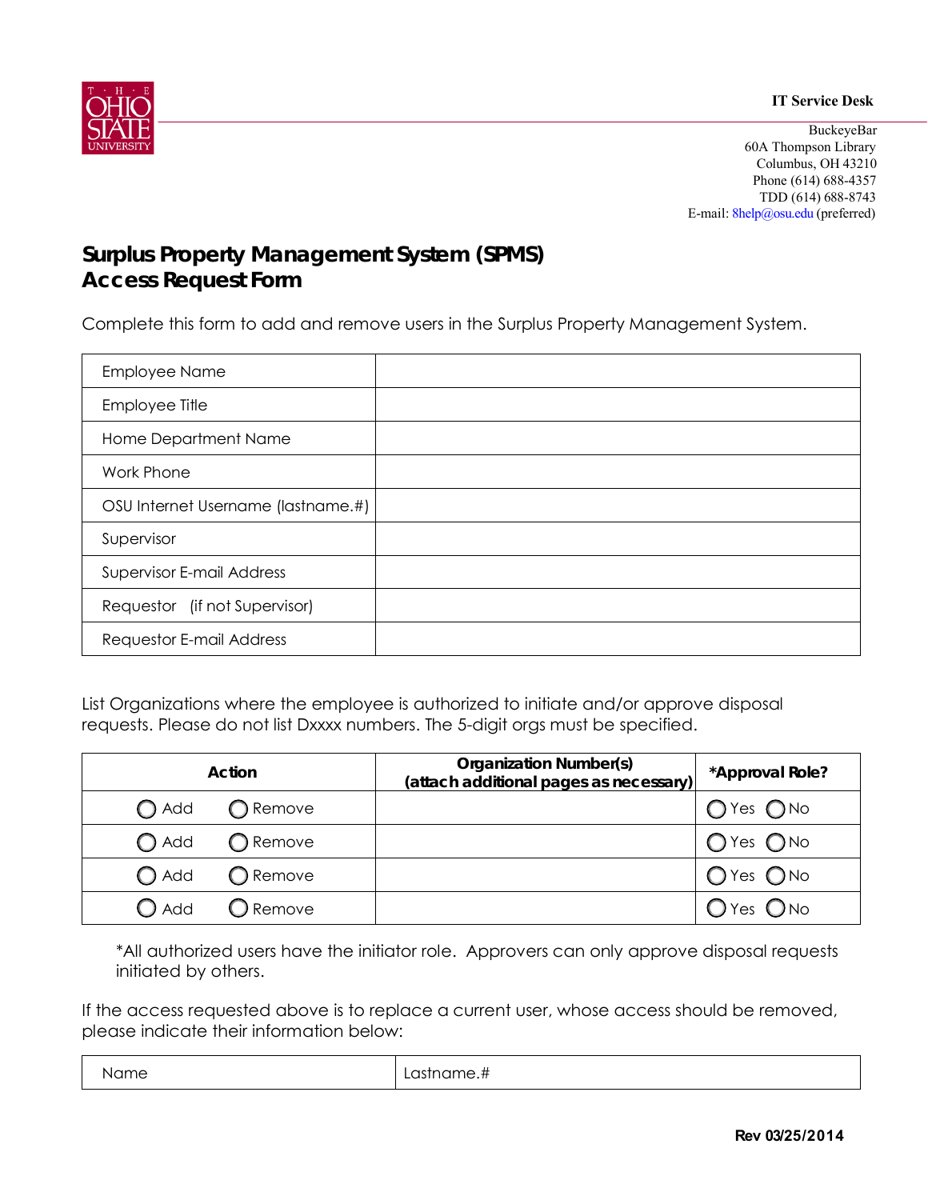IT Service Desk

BuckeyeBar
60A Thompson Library
Columbus, OH 43210
Phone (614) 688-4357
TDD (614) 688-8743
E-mail: 8help@osu.edu (preferred)

# Surplus Property Management System (SPMS) Access Request Form

Complete this form to add and remove users in the Surplus Property Management System.

| | |
|---|---|
| Employee Name | |
| Employee Title | |
| Home Department Name | |
| Work Phone | |
| OSU Internet Username (lastname.#) | |
| Supervisor | |
| Supervisor E-mail Address | |
| Requestor (if not Supervisor) | |
| Requestor E-mail Address | |

List Organizations where the employee is authorized to initiate and/or approve disposal requests. Please do not list Dxxxx numbers. The 5-digit orgs must be specified.

| Action | Organization Number(s) (attach additional pages as necessary) | *Approval Role? |
|---|---|---|
| ◯ Add ◯ Remove | | ◯ Yes ◯ No |
| ◯ Add ◯ Remove | | ◯ Yes ◯ No |
| ◯ Add ◯ Remove | | ◯ Yes ◯ No |
| ◯ Add ◯ Remove | | ◯ Yes ◯ No |

*All authorized users have the initiator role. Approvers can only approve disposal requests initiated by others.

If the access requested above is to replace a current user, whose access should be removed, please indicate their information below:

| Name | Lastname.# |
|---|---|

Rev 03/25/2014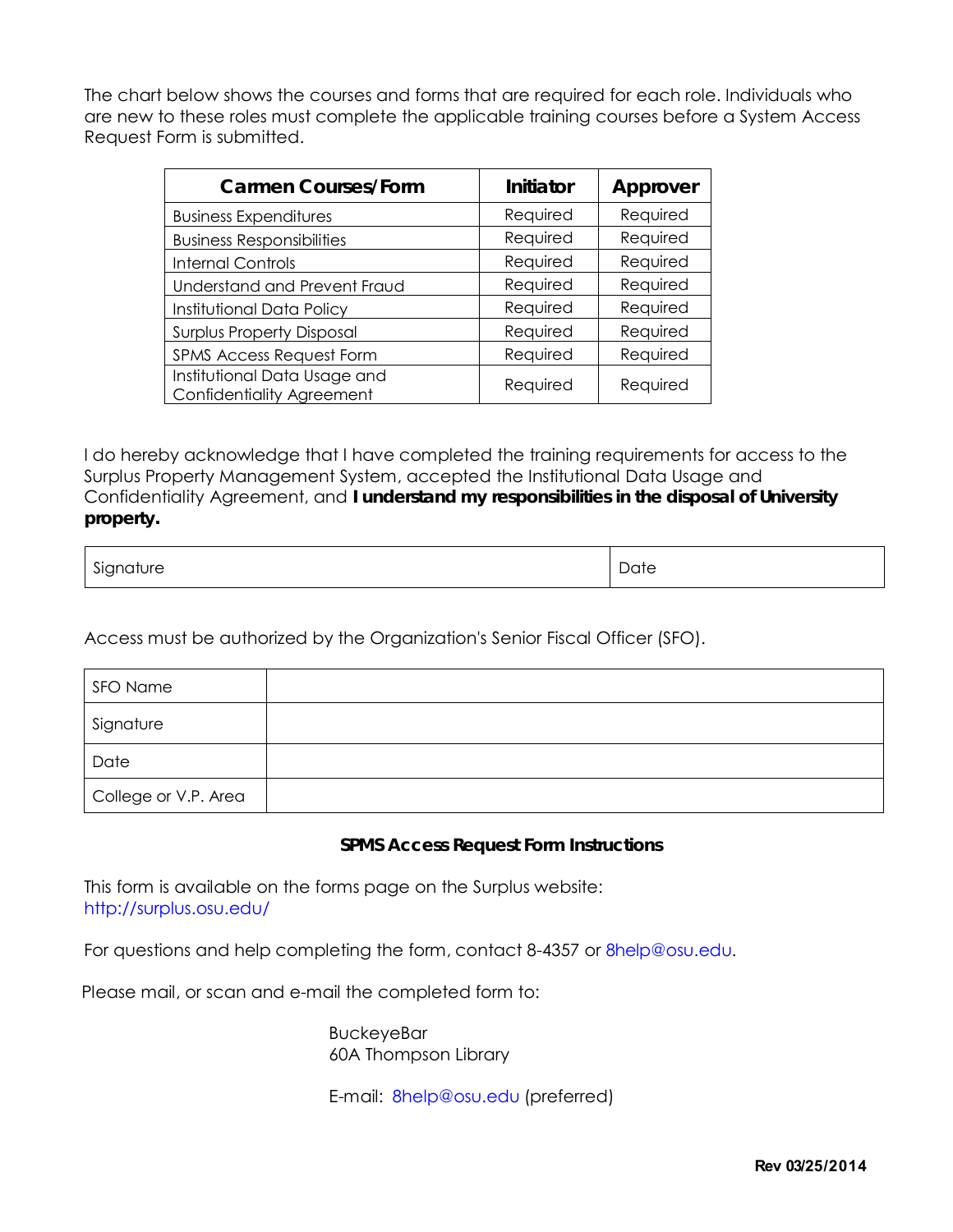The chart below shows the courses and forms that are required for each role. Individuals who are new to these roles must complete the applicable training courses before a System Access Request Form is submitted.

| Carmen Courses/Form | Initiator | Approver |
|---|---|---|
| Business Expenditures | Required | Required |
| Business Responsibilities | Required | Required |
| Internal Controls | Required | Required |
| Understand and Prevent Fraud | Required | Required |
| Institutional Data Policy | Required | Required |
| Surplus Property Disposal | Required | Required |
| SPMS Access Request Form | Required | Required |
| Institutional Data Usage and Confidentiality Agreement | Required | Required |

I do hereby acknowledge that I have completed the training requirements for access to the Surplus Property Management System, accepted the Institutional Data Usage and Confidentiality Agreement, and **I understand my responsibilities in the disposal of University property.**

| | |
|---|---|
| Signature | Date |

Access must be authorized by the Organization's Senior Fiscal Officer (SFO).

| | |
|---|---|
| SFO Name | |
| Signature | |
| Date | |
| College or V.P. Area | |

**SPMS Access Request Form Instructions**

This form is available on the forms page on the Surplus website:
http://surplus.osu.edu/

For questions and help completing the form, contact 8-4357 or 8help@osu.edu.

Please mail, or scan and e-mail the completed form to:

BuckeyeBar
60A Thompson Library

E-mail: 8help@osu.edu (preferred)

**Rev 03/25/2014**